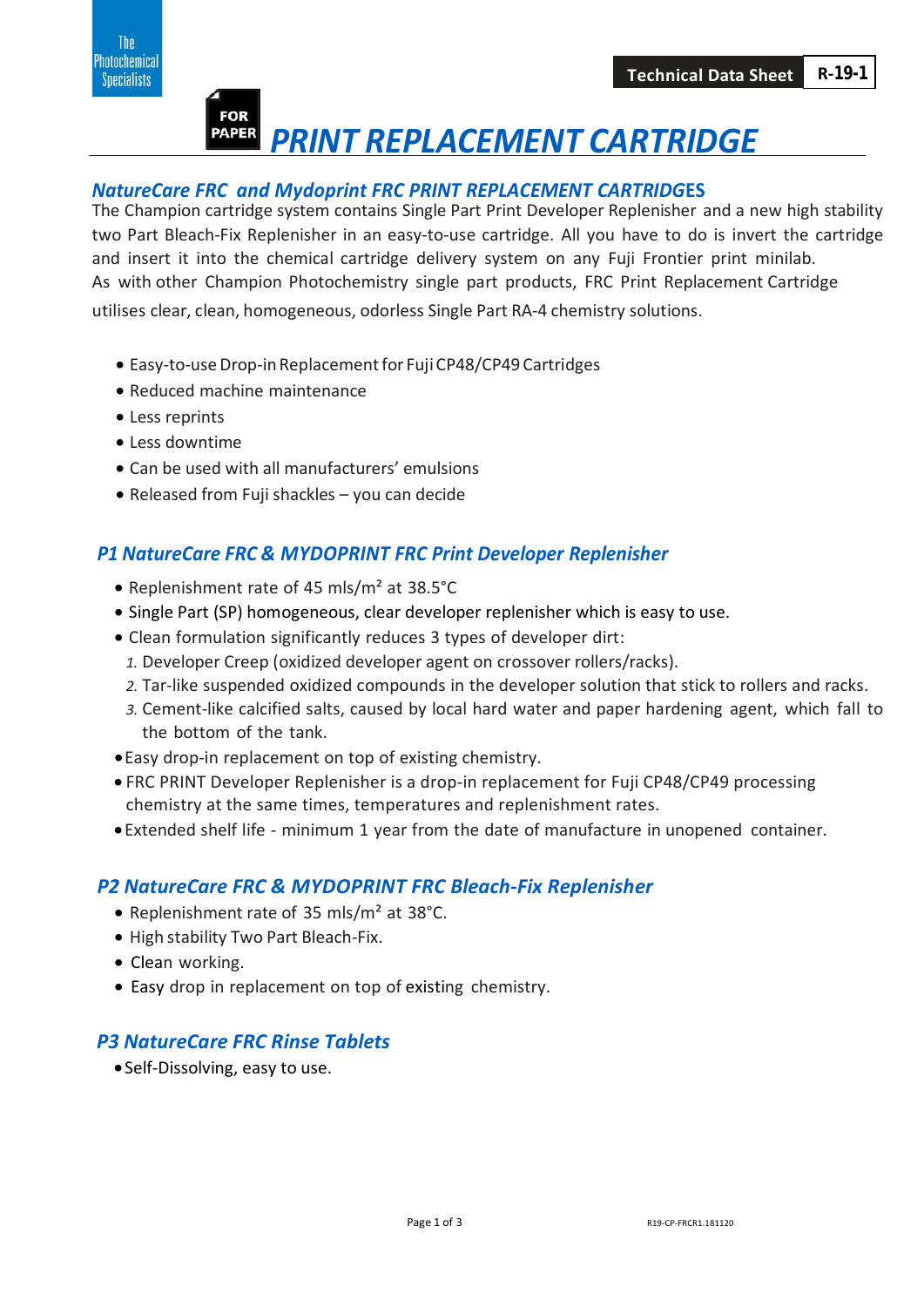The Photochemical Specialists

**Technical Data Sheet** | **R-19-1**

FOR PAPER

# PRINT REPLACEMENT CARTRIDGE

## NatureCare FRC and Mydoprint FRC PRINT REPLACEMENT CARTRIDGES

The Champion cartridge system contains Single Part Print Developer Replenisher and a new high stability two Part Bleach-Fix Replenisher in an easy-to-use cartridge. All you have to do is invert the cartridge and insert it into the chemical cartridge delivery system on any Fuji Frontier print minilab. As with other Champion Photochemistry single part products, FRC Print Replacement Cartridge utilises clear, clean, homogeneous, odorless Single Part RA-4 chemistry solutions.

- Easy-to-use Drop-in Replacement for Fuji CP48/CP49 Cartridges
- Reduced machine maintenance
- Less reprints
- Less downtime
- Can be used with all manufacturers' emulsions
- Released from Fuji shackles – you can decide

## P1 NatureCare FRC & MYDOPRINT FRC Print Developer Replenisher

- Replenishment rate of 45 mls/m² at 38.5°C
- Single Part (SP) homogeneous, clear developer replenisher which is easy to use.
- Clean formulation significantly reduces 3 types of developer dirt:
  1. Developer Creep (oxidized developer agent on crossover rollers/racks).
  2. Tar-like suspended oxidized compounds in the developer solution that stick to rollers and racks.
  3. Cement-like calcified salts, caused by local hard water and paper hardening agent, which fall to the bottom of the tank.
- Easy drop-in replacement on top of existing chemistry.
- FRC PRINT Developer Replenisher is a drop-in replacement for Fuji CP48/CP49 processing chemistry at the same times, temperatures and replenishment rates.
- Extended shelf life - minimum 1 year from the date of manufacture in unopened container.

## P2 NatureCare FRC & MYDOPRINT FRC Bleach-Fix Replenisher

- Replenishment rate of 35 mls/m² at 38°C.
- High stability Two Part Bleach-Fix.
- Clean working.
- Easy drop in replacement on top of existing chemistry.

## P3 NatureCare FRC Rinse Tablets

- Self-Dissolving, easy to use.

R19-CP-FRCR1.181120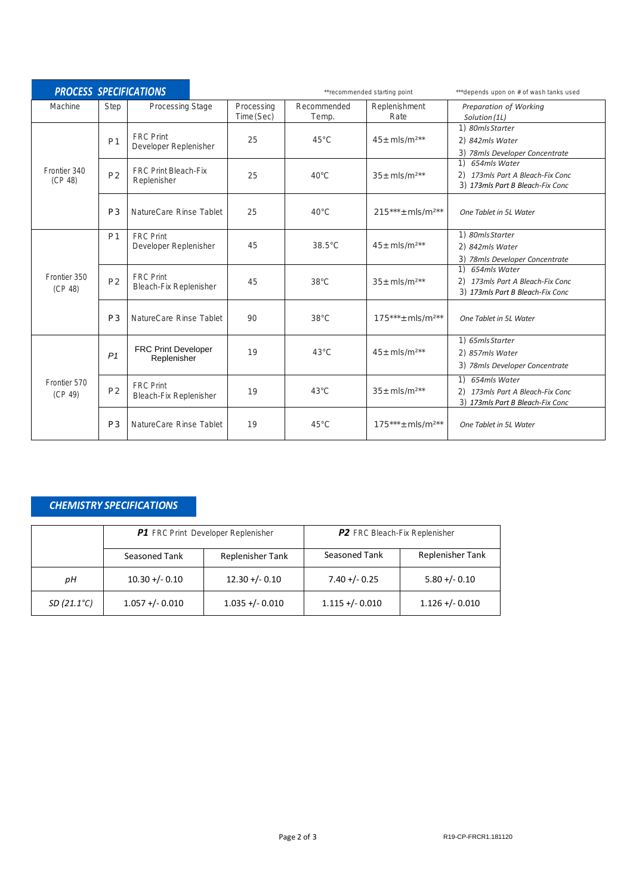## PROCESS SPECIFICATIONS

\*\*recommended starting point

\*\*\*depends upon on # of wash tanks used

| Machine | Step | Processing Stage | Processing Time (Sec) | Recommended Temp. | Replenishment Rate | Preparation of Working Solution (1L) |
|---|---|---|---|---|---|---|
| Frontier 340 (CP 48) | P1 | FRC Print Developer Replenisher | 25 | 45°C | 45± mls/m²\*\* | 1) 80mls Starter<br>2) 842mls Water<br>3) 78mls Developer Concentrate |
| | P2 | FRC Print Bleach-Fix Replenisher | 25 | 40°C | 35± mls/m²\*\* | 1) 654mls Water<br>2) 173mls Part A Bleach-Fix Conc<br>3) 173mls Part B Bleach-Fix Conc |
| | P3 | NatureCare Rinse Tablet | 25 | 40°C | 215\*\*\*± mls/m²\*\* | One Tablet in 5L Water |
| Frontier 350 (CP 48) | P1 | FRC Print Developer Replenisher | 45 | 38.5°C | 45± mls/m²\*\* | 1) 80mls Starter<br>2) 842mls Water<br>3) 78mls Developer Concentrate |
| | P2 | FRC Print Bleach-Fix Replenisher | 45 | 38°C | 35± mls/m²\*\* | 1) 654mls Water<br>2) 173mls Part A Bleach-Fix Conc<br>3) 173mls Part B Bleach-Fix Conc |
| | P3 | NatureCare Rinse Tablet | 90 | 38°C | 175\*\*\*± mls/m²\*\* | One Tablet in 5L Water |
| Frontier 570 (CP 49) | P1 | FRC Print Developer Replenisher | 19 | 43°C | 45± mls/m²\*\* | 1) 65mls Starter<br>2) 857mls Water<br>3) 78mls Developer Concentrate |
| | P2 | FRC Print Bleach-Fix Replenisher | 19 | 43°C | 35± mls/m²\*\* | 1) 654mls Water<br>2) 173mls Part A Bleach-Fix Conc<br>3) 173mls Part B Bleach-Fix Conc |
| | P3 | NatureCare Rinse Tablet | 19 | 45°C | 175\*\*\*± mls/m²\*\* | One Tablet in 5L Water |

## CHEMISTRY SPECIFICATIONS

| | **P1** FRC Print Developer Replenisher | | **P2** FRC Bleach-Fix Replenisher | |
|---|---|---|---|---|
| | Seasoned Tank | Replenisher Tank | Seasoned Tank | Replenisher Tank |
| *pH* | 10.30 +/- 0.10 | 12.30 +/- 0.10 | 7.40 +/- 0.25 | 5.80 +/- 0.10 |
| *SD (21.1°C)* | 1.057 +/- 0.010 | 1.035 +/- 0.010 | 1.115 +/- 0.010 | 1.126 +/- 0.010 |

R19-CP-FRCR1.181120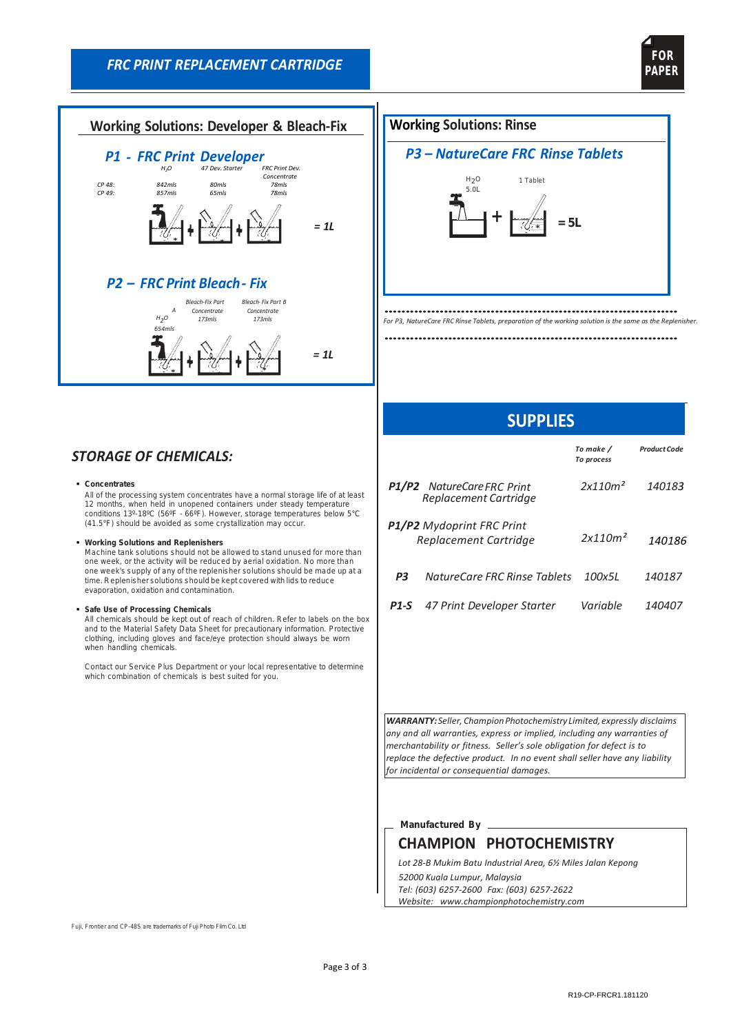# FRC PRINT REPLACEMENT CARTRIDGE

**FOR PAPER**

## Working Solutions: Developer & Bleach-Fix

### P1 - FRC Print Developer

| | $H_2O$ | 47 Dev. Starter | FRC Print Dev. Concentrate |
|---|---|---|---|
| CP 48: | 842mls | 80mls | 78mls |
| CP 49: | 857mls | 65mls | 78mls |

= 1L

### P2 – FRC Print Bleach - Fix

| $H_2O$ | Bleach-Fix Part A Concentrate | Bleach- Fix Part B Concentrate |
|---|---|---|
| 654mls | 173mls | 173mls |

= 1L

## Working Solutions: Rinse

### P3 – NatureCare FRC Rinse Tablets

$H_2O$ 5.0L + 1 Tablet = 5L

*For P3, NatureCare FRC Rinse Tablets, preparation of the working solution is the same as the Replenisher.*

## STORAGE OF CHEMICALS:

- **Concentrates**
  All of the processing system concentrates have a normal storage life of at least 12 months, when held in unopened containers under steady temperature conditions 13º-18ºC (56ºF - 66ºF). However, storage temperatures below 5°C (41.5°F) should be avoided as some crystallization may occur.

- **Working Solutions and Replenishers**
  Machine tank solutions should not be allowed to stand unused for more than one week, or the activity will be reduced by aerial oxidation. No more than one week's supply of any of the replenisher solutions should be made up at a time. Replenisher solutions should be kept covered with lids to reduce evaporation, oxidation and contamination.

- **Safe Use of Processing Chemicals**
  All chemicals should be kept out of reach of children. Refer to labels on the box and to the Material Safety Data Sheet for precautionary information. Protective clothing, including gloves and face/eye protection should always be worn when handling chemicals.

Contact our Service Plus Department or your local representative to determine which combination of chemicals is best suited for you.

## SUPPLIES

| | | To make / To process | Product Code |
|---|---|---|---|
| **P1/P2** | NatureCare FRC Print Replacement Cartridge | $2x110m^2$ | 140183 |
| **P1/P2** | Mydoprint FRC Print Replacement Cartridge | $2x110m^2$ | 140186 |
| **P3** | NatureCare FRC Rinse Tablets | 100x5L | 140187 |
| **P1-S** | 47 Print Developer Starter | Variable | 140407 |

***WARRANTY:*** *Seller, Champion Photochemistry Limited, expressly disclaims any and all warranties, express or implied, including any warranties of merchantability or fitness. Seller's sole obligation for defect is to replace the defective product. In no event shall seller have any liability for incidental or consequential damages.*

**Manufactured By**

**CHAMPION PHOTOCHEMISTRY**

*Lot 28-B Mukim Batu Industrial Area, 6½ Miles Jalan Kepong*
*52000 Kuala Lumpur, Malaysia*
*Tel: (603) 6257-2600 Fax: (603) 6257-2622*
*Website: www.championphotochemistry.com*

Fuji, Frontier and CP-48S are trademarks of Fuji Photo Film Co. Ltd

R19-CP-FRCR1.181120